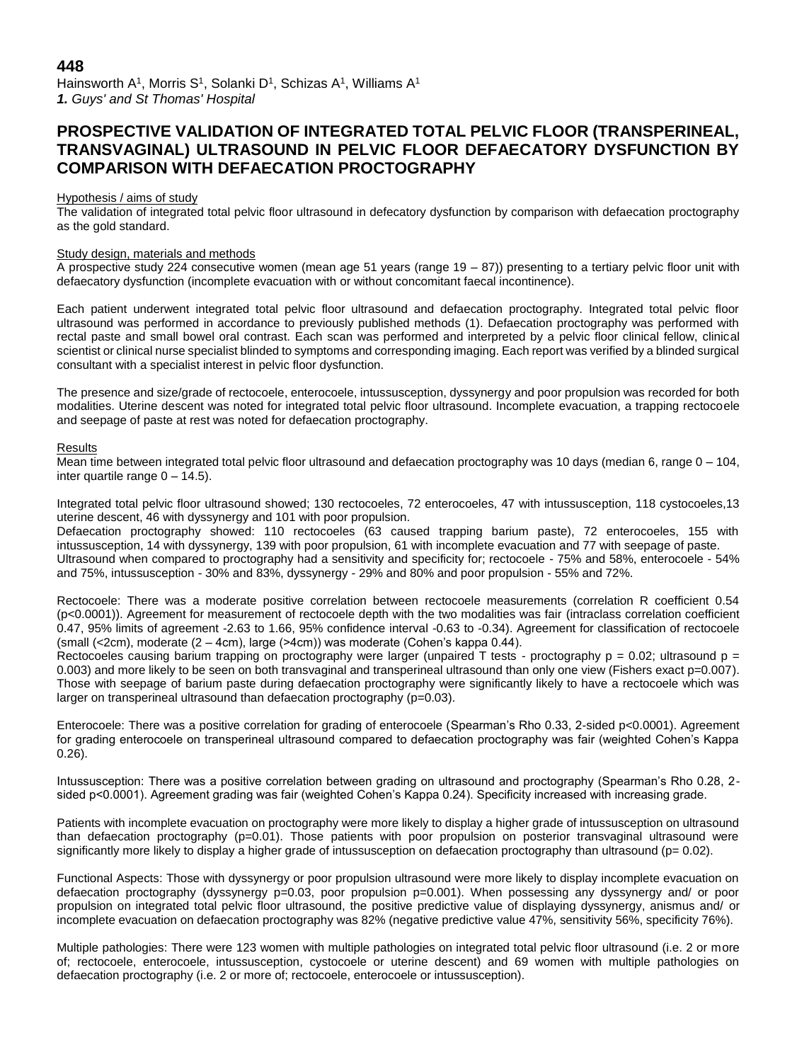**448**

Hainsworth A[1], Morris S[1], Solanki D[1], Schizas A[1], Williams A[1]

***1.** Guys' and St Thomas' Hospital*

# PROSPECTIVE VALIDATION OF INTEGRATED TOTAL PELVIC FLOOR (TRANSPERINEAL, TRANSVAGINAL) ULTRASOUND IN PELVIC FLOOR DEFAECATORY DYSFUNCTION BY COMPARISON WITH DEFAECATION PROCTOGRAPHY

## Hypothesis / aims of study

The validation of integrated total pelvic floor ultrasound in defecatory dysfunction by comparison with defaecation proctography as the gold standard.

## Study design, materials and methods

A prospective study 224 consecutive women (mean age 51 years (range 19 – 87)) presenting to a tertiary pelvic floor unit with defaecatory dysfunction (incomplete evacuation with or without concomitant faecal incontinence).

Each patient underwent integrated total pelvic floor ultrasound and defaecation proctography. Integrated total pelvic floor ultrasound was performed in accordance to previously published methods (1). Defaecation proctography was performed with rectal paste and small bowel oral contrast. Each scan was performed and interpreted by a pelvic floor clinical fellow, clinical scientist or clinical nurse specialist blinded to symptoms and corresponding imaging. Each report was verified by a blinded surgical consultant with a specialist interest in pelvic floor dysfunction.

The presence and size/grade of rectocoele, enterocoele, intussusception, dyssynergy and poor propulsion was recorded for both modalities. Uterine descent was noted for integrated total pelvic floor ultrasound. Incomplete evacuation, a trapping rectocoele and seepage of paste at rest was noted for defaecation proctography.

## Results

Mean time between integrated total pelvic floor ultrasound and defaecation proctography was 10 days (median 6, range 0 – 104, inter quartile range 0 – 14.5).

Integrated total pelvic floor ultrasound showed; 130 rectocoeles, 72 enterocoeles, 47 with intussusception, 118 cystocoeles,13 uterine descent, 46 with dyssynergy and 101 with poor propulsion.

Defaecation proctography showed: 110 rectocoeles (63 caused trapping barium paste), 72 enterocoeles, 155 with intussusception, 14 with dyssynergy, 139 with poor propulsion, 61 with incomplete evacuation and 77 with seepage of paste.

Ultrasound when compared to proctography had a sensitivity and specificity for; rectocoele - 75% and 58%, enterocoele - 54% and 75%, intussusception - 30% and 83%, dyssynergy - 29% and 80% and poor propulsion - 55% and 72%.

Rectocoele: There was a moderate positive correlation between rectocoele measurements (correlation R coefficient 0.54 ($p<0.0001$)). Agreement for measurement of rectocoele depth with the two modalities was fair (intraclass correlation coefficient 0.47, 95% limits of agreement -2.63 to 1.66, 95% confidence interval -0.63 to -0.34). Agreement for classification of rectocoele (small (<2cm), moderate (2 – 4cm), large (>4cm)) was moderate (Cohen's kappa 0.44).

Rectocoeles causing barium trapping on proctography were larger (unpaired T tests - proctography $p = 0.02$; ultrasound $p = 0.003$) and more likely to be seen on both transvaginal and transperineal ultrasound than only one view (Fishers exact $p=0.007$). Those with seepage of barium paste during defaecation proctography were significantly likely to have a rectocoele which was larger on transperineal ultrasound than defaecation proctography ($p=0.03$).

Enterocoele: There was a positive correlation for grading of enterocoele (Spearman's Rho 0.33, 2-sided $p<0.0001$). Agreement for grading enterocoele on transperineal ultrasound compared to defaecation proctography was fair (weighted Cohen's Kappa 0.26).

Intussusception: There was a positive correlation between grading on ultrasound and proctography (Spearman's Rho 0.28, 2-sided $p<0.0001$). Agreement grading was fair (weighted Cohen's Kappa 0.24). Specificity increased with increasing grade.

Patients with incomplete evacuation on proctography were more likely to display a higher grade of intussusception on ultrasound than defaecation proctography ($p=0.01$). Those patients with poor propulsion on posterior transvaginal ultrasound were significantly more likely to display a higher grade of intussusception on defaecation proctography than ultrasound ($p= 0.02$).

Functional Aspects: Those with dyssynergy or poor propulsion ultrasound were more likely to display incomplete evacuation on defaecation proctography (dyssynergy $p=0.03$, poor propulsion $p=0.001$). When possessing any dyssynergy and/ or poor propulsion on integrated total pelvic floor ultrasound, the positive predictive value of displaying dyssynergy, anismus and/ or incomplete evacuation on defaecation proctography was 82% (negative predictive value 47%, sensitivity 56%, specificity 76%).

Multiple pathologies: There were 123 women with multiple pathologies on integrated total pelvic floor ultrasound (i.e. 2 or more of; rectocoele, enterocoele, intussusception, cystocoele or uterine descent) and 69 women with multiple pathologies on defaecation proctography (i.e. 2 or more of; rectocoele, enterocoele or intussusception).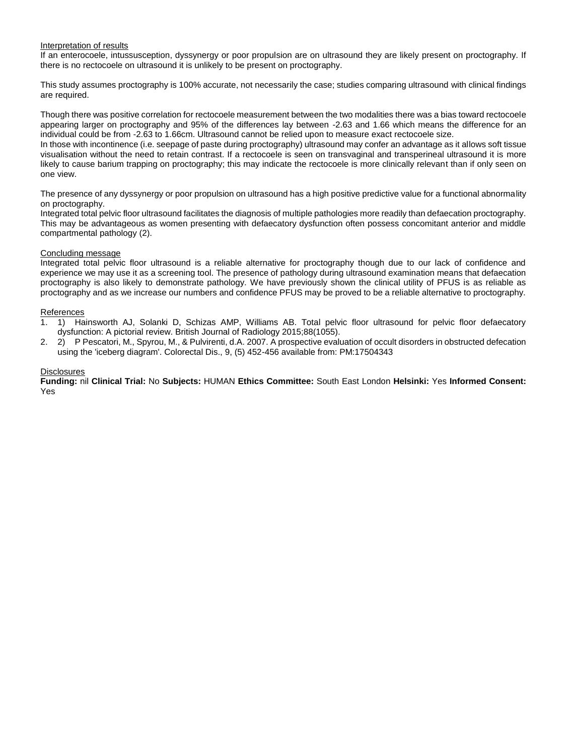## Interpretation of results

If an enterocoele, intussusception, dyssynergy or poor propulsion are on ultrasound they are likely present on proctography. If there is no rectocoele on ultrasound it is unlikely to be present on proctography.

This study assumes proctography is 100% accurate, not necessarily the case; studies comparing ultrasound with clinical findings are required.

Though there was positive correlation for rectocoele measurement between the two modalities there was a bias toward rectocoele appearing larger on proctography and 95% of the differences lay between -2.63 and 1.66 which means the difference for an individual could be from -2.63 to 1.66cm. Ultrasound cannot be relied upon to measure exact rectocoele size.

In those with incontinence (i.e. seepage of paste during proctography) ultrasound may confer an advantage as it allows soft tissue visualisation without the need to retain contrast. If a rectocoele is seen on transvaginal and transperineal ultrasound it is more likely to cause barium trapping on proctography; this may indicate the rectocoele is more clinically relevant than if only seen on one view.

The presence of any dyssynergy or poor propulsion on ultrasound has a high positive predictive value for a functional abnormality on proctography.

Integrated total pelvic floor ultrasound facilitates the diagnosis of multiple pathologies more readily than defaecation proctography. This may be advantageous as women presenting with defaecatory dysfunction often possess concomitant anterior and middle compartmental pathology (2).

## Concluding message

Integrated total pelvic floor ultrasound is a reliable alternative for proctography though due to our lack of confidence and experience we may use it as a screening tool. The presence of pathology during ultrasound examination means that defaecation proctography is also likely to demonstrate pathology. We have previously shown the clinical utility of PFUS is as reliable as proctography and as we increase our numbers and confidence PFUS may be proved to be a reliable alternative to proctography.

## References

1. 1) Hainsworth AJ, Solanki D, Schizas AMP, Williams AB. Total pelvic floor ultrasound for pelvic floor defaecatory dysfunction: A pictorial review. British Journal of Radiology 2015;88(1055).
2. 2) P Pescatori, M., Spyrou, M., & Pulvirenti, d.A. 2007. A prospective evaluation of occult disorders in obstructed defecation using the 'iceberg diagram'. Colorectal Dis., 9, (5) 452-456 available from: PM:17504343

## Disclosures

**Funding:** nil **Clinical Trial:** No **Subjects:** HUMAN **Ethics Committee:** South East London **Helsinki:** Yes **Informed Consent:** Yes